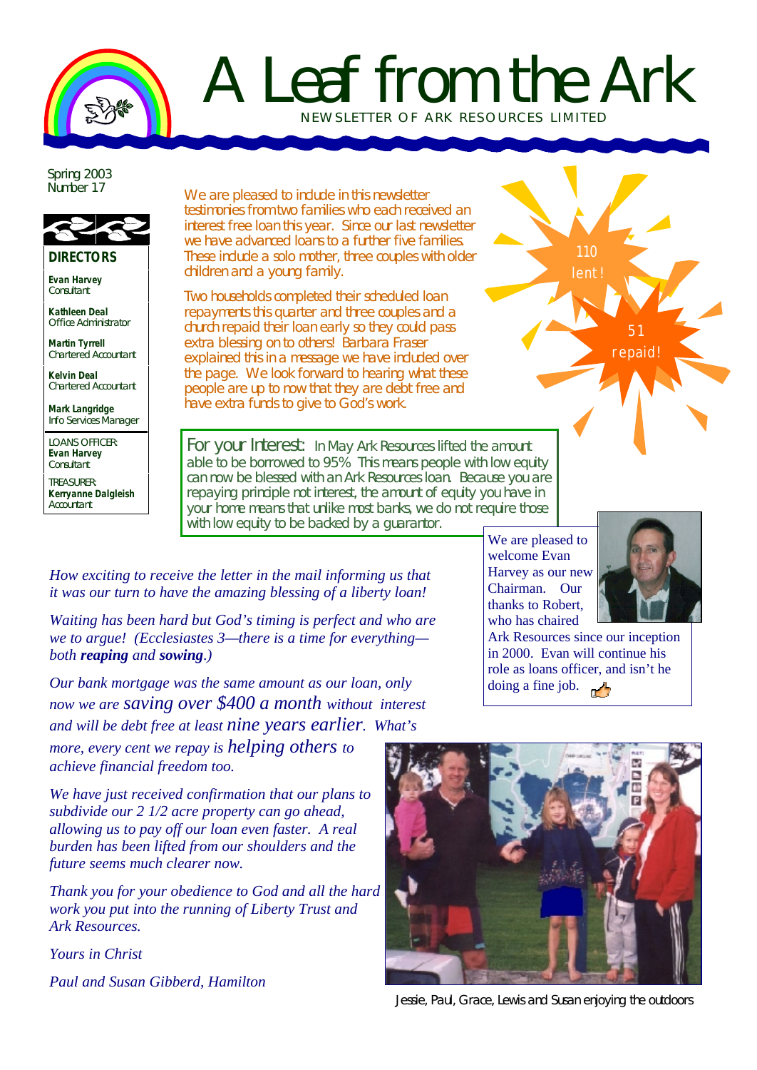# A Leaf from the Ark

NEWSLETTER OF ARK RESOURCES LIMITED

Spring 2003
Number 17

**DIRECTORS**

**Evan Harvey**
Consultant

**Kathleen Deal**
Office Administrator

**Martin Tyrrell**
Chartered Accountant

**Kelvin Deal**
Chartered Accountant

**Mark Langridge**
Info Services Manager

LOANS OFFICER:
**Evan Harvey**
Consultant

TREASURER:
**Kerryanne Dalgleish**
Accountant

We are pleased to include in this newsletter testimonies from two families who each received an interest free loan this year. Since our last newsletter we have advanced loans to a further five families. These include a solo mother, three couples with older children and a young family.

Two households completed their scheduled loan repayments this quarter and three couples and a church repaid their loan early so they could pass extra blessing on to others! Barbara Fraser explained this in a message we have included over the page. We look forward to hearing what these people are up to now that they are debt free and have extra funds to give to God's work.

110 lent!

51 repaid!

For your Interest: In May Ark Resources lifted the amount able to be borrowed to 95%. This means people with low equity can now be blessed with an Ark Resources loan. Because you are repaying principle not interest, the amount of equity you have in your home means that unlike most banks, we do not require those with low equity to be backed by a guarantor.

We are pleased to welcome Evan Harvey as our new Chairman. Our thanks to Robert, who has chaired Ark Resources since our inception in 2000. Evan will continue his role as loans officer, and isn't he doing a fine job.

*How exciting to receive the letter in the mail informing us that it was our turn to have the amazing blessing of a liberty loan!*

*Waiting has been hard but God's timing is perfect and who are we to argue! (Ecclesiastes 3—there is a time for everything—both **reaping** and **sowing**.)*

*Our bank mortgage was the same amount as our loan, only now we are saving over $400 a month without interest and will be debt free at least nine years earlier. What's more, every cent we repay is helping others to achieve financial freedom too.*

*We have just received confirmation that our plans to subdivide our 2 1/2 acre property can go ahead, allowing us to pay off our loan even faster. A real burden has been lifted from our shoulders and the future seems much clearer now.*

*Thank you for your obedience to God and all the hard work you put into the running of Liberty Trust and Ark Resources.*

*Yours in Christ*

*Paul and Susan Gibberd, Hamilton*

Jessie, Paul, Grace, Lewis and Susan enjoying the outdoors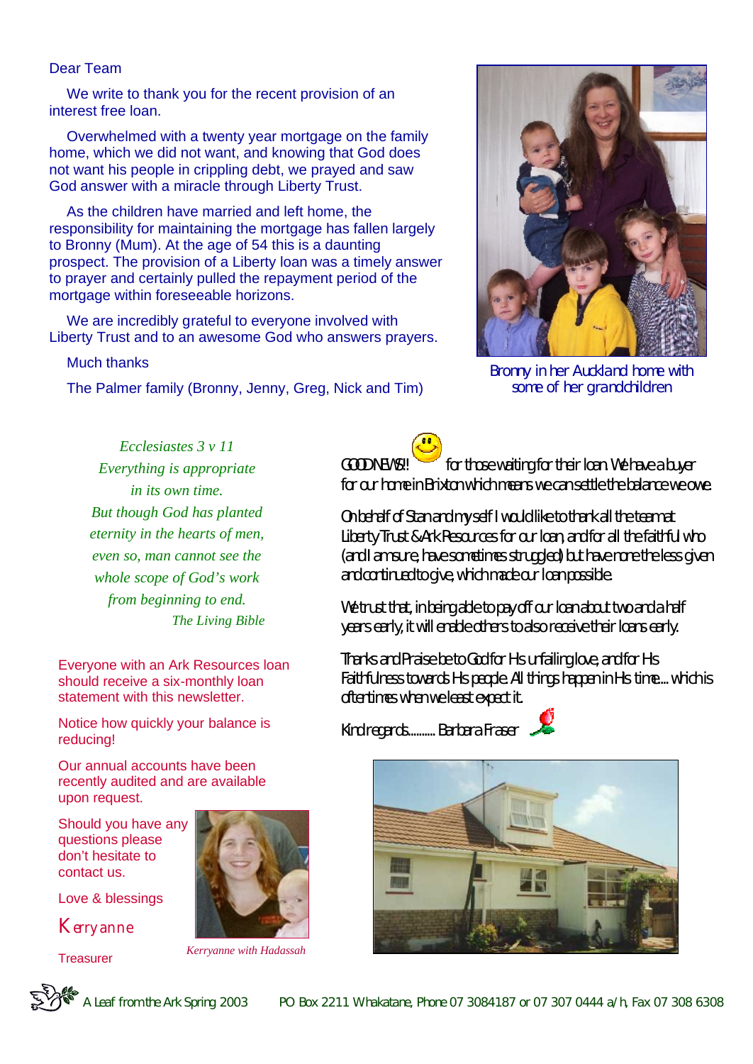Dear Team

We write to thank you for the recent provision of an interest free loan.

Overwhelmed with a twenty year mortgage on the family home, which we did not want, and knowing that God does not want his people in crippling debt, we prayed and saw God answer with a miracle through Liberty Trust.

As the children have married and left home, the responsibility for maintaining the mortgage has fallen largely to Bronny (Mum). At the age of 54 this is a daunting prospect. The provision of a Liberty loan was a timely answer to prayer and certainly pulled the repayment period of the mortgage within foreseeable horizons.

We are incredibly grateful to everyone involved with Liberty Trust and to an awesome God who answers prayers.

Much thanks

The Palmer family (Bronny, Jenny, Greg, Nick and Tim)

Bronny in her Auckland home with some of her grandchildren

*Ecclesiastes 3 v 11*
*Everything is appropriate*
*in its own time.*
*But though God has planted*
*eternity in the hearts of men,*
*even so, man cannot see the*
*whole scope of God's work*
*from beginning to end.*
*The Living Bible*

Everyone with an Ark Resources loan should receive a six-monthly loan statement with this newsletter.

Notice how quickly your balance is reducing!

Our annual accounts have been recently audited and are available upon request.

Should you have any questions please don't hesitate to contact us.

Love & blessings

Kerryanne

Treasurer

*Kerryanne with Hadassah*

GOOD NEWS!! for those waiting for their loan. We have a buyer for our home in Brixton which means we can settle the balance we owe.

On behalf of Stan and myself I would like to thank all the team at Liberty Trust & Ark Resources for our loan, and for all the faithful who (and I am sure, have sometimes struggled) but have none the less given and continued to give, which made our loan possible.

We trust that, in being able to pay off our loan about two and a half years early, it will enable others to also receive their loans early.

Thanks and Praise be to God for His unfailing love, and for His Faithfulness towards His people. All things happen in His time.... which is oftentimes when we least expect it.

Kind regards.......... Barbara Fraser

A Leaf from the Ark Spring 2003 PO Box 2211 Whakatane, Phone 07 3084187 or 07 307 0444 a/h, Fax 07 308 6308